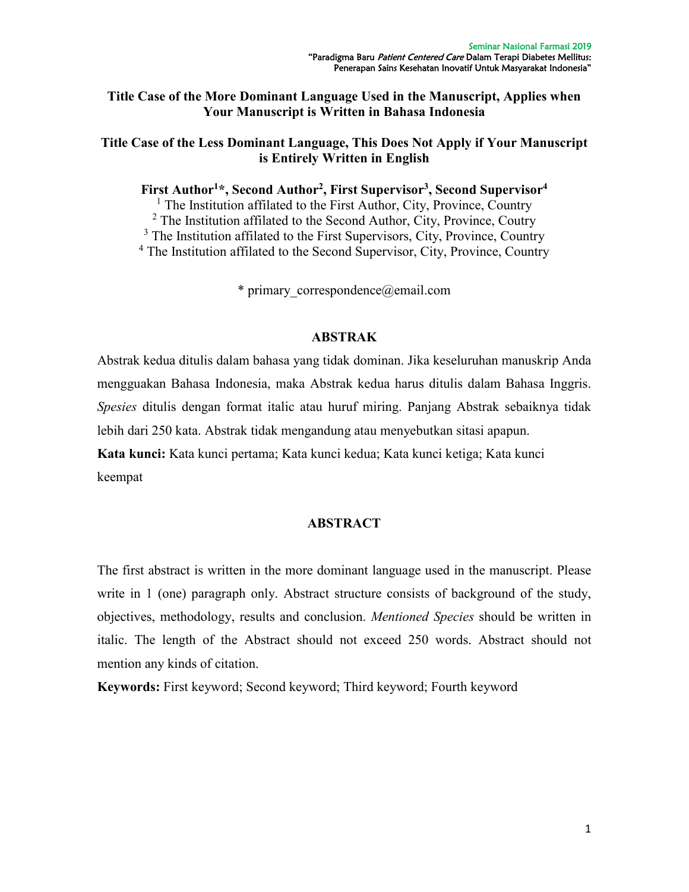# Title Case of the More Dominant Language Used in the Manuscript, Applies when Your Manuscript is Written in Bahasa Indonesia

## Title Case of the Less Dominant Language, This Does Not Apply if Your Manuscript is Entirely Written in English

**First Author[1]*, Second Author[2], First Supervisor[3], Second Supervisor[4]**

[1] The Institution affilated to the First Author, City, Province, Country
[2] The Institution affilated to the Second Author, City, Province, Coutry
[3] The Institution affilated to the First Supervisors, City, Province, Country
[4] The Institution affilated to the Second Supervisor, City, Province, Country

* primary_correspondence@email.com

**ABSTRAK**

Abstrak kedua ditulis dalam bahasa yang tidak dominan. Jika keseluruhan manuskrip Anda mengguakan Bahasa Indonesia, maka Abstrak kedua harus ditulis dalam Bahasa Inggris. *Spesies* ditulis dengan format italic atau huruf miring. Panjang Abstrak sebaiknya tidak lebih dari 250 kata. Abstrak tidak mengandung atau menyebutkan sitasi apapun.

**Kata kunci:** Kata kunci pertama; Kata kunci kedua; Kata kunci ketiga; Kata kunci keempat

**ABSTRACT**

The first abstract is written in the more dominant language used in the manuscript. Please write in 1 (one) paragraph only. Abstract structure consists of background of the study, objectives, methodology, results and conclusion. *Mentioned Species* should be written in italic. The length of the Abstract should not exceed 250 words. Abstract should not mention any kinds of citation.

**Keywords:** First keyword; Second keyword; Third keyword; Fourth keyword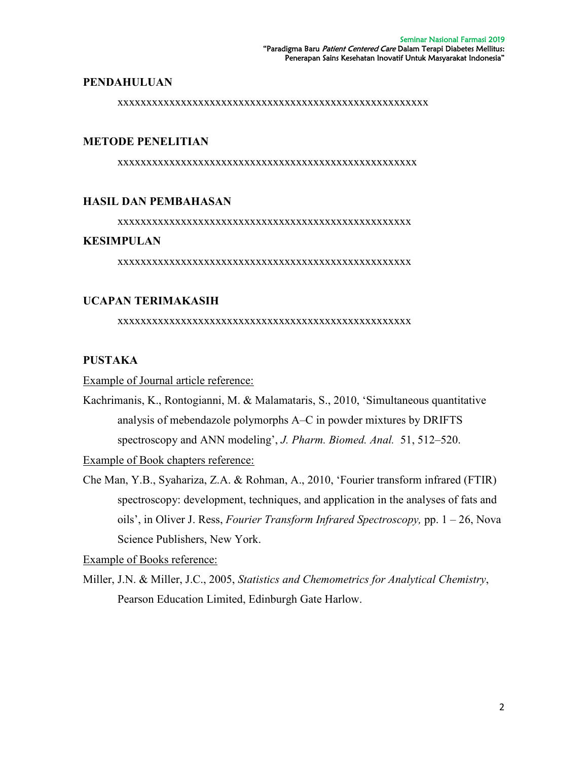## PENDAHULUAN

xxxxxxxxxxxxxxxxxxxxxxxxxxxxxxxxxxxxxxxxxxxxxxxxxxxxxxxxx

## METODE PENELITIAN

xxxxxxxxxxxxxxxxxxxxxxxxxxxxxxxxxxxxxxxxxxxxxxxxxxxxxxx

## HASIL DAN PEMBAHASAN

xxxxxxxxxxxxxxxxxxxxxxxxxxxxxxxxxxxxxxxxxxxxxxxxxxxxxx

## KESIMPULAN

xxxxxxxxxxxxxxxxxxxxxxxxxxxxxxxxxxxxxxxxxxxxxxxxxxxxxx

## UCAPAN TERIMAKASIH

xxxxxxxxxxxxxxxxxxxxxxxxxxxxxxxxxxxxxxxxxxxxxxxxxxxxxx

## PUSTAKA

Example of Journal article reference:

Kachrimanis, K., Rontogianni, M. & Malamataris, S., 2010, 'Simultaneous quantitative analysis of mebendazole polymorphs A–C in powder mixtures by DRIFTS spectroscopy and ANN modeling', *J. Pharm. Biomed. Anal.* 51, 512–520.

Example of Book chapters reference:

Che Man, Y.B., Syahariza, Z.A. & Rohman, A., 2010, 'Fourier transform infrared (FTIR) spectroscopy: development, techniques, and application in the analyses of fats and oils', in Oliver J. Ress, *Fourier Transform Infrared Spectroscopy,* pp. 1 – 26, Nova Science Publishers, New York.

Example of Books reference:

Miller, J.N. & Miller, J.C., 2005, *Statistics and Chemometrics for Analytical Chemistry*, Pearson Education Limited, Edinburgh Gate Harlow.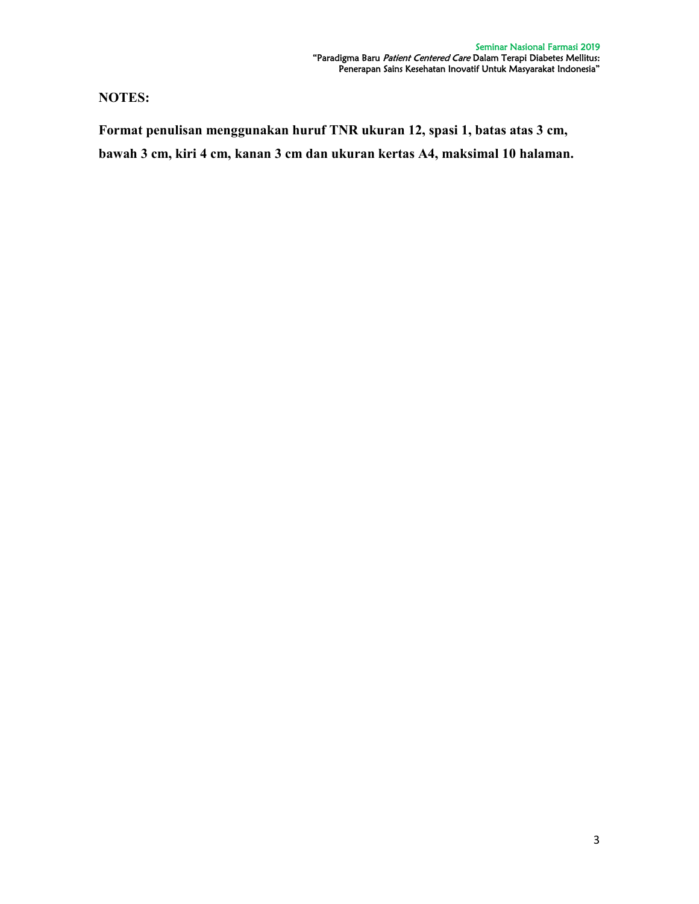**NOTES:**

**Format penulisan menggunakan huruf TNR ukuran 12, spasi 1, batas atas 3 cm, bawah 3 cm, kiri 4 cm, kanan 3 cm dan ukuran kertas A4, maksimal 10 halaman.**